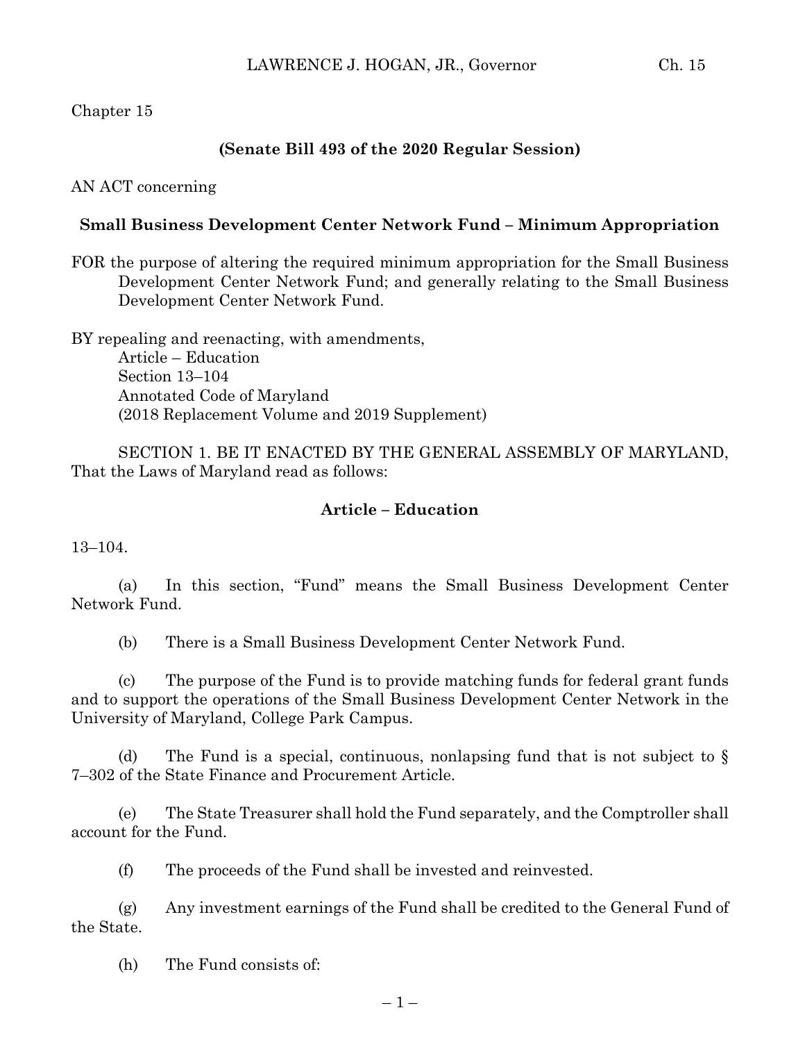Chapter 15

**(Senate Bill 493 of the 2020 Regular Session)**

AN ACT concerning

**Small Business Development Center Network Fund – Minimum Appropriation**

FOR the purpose of altering the required minimum appropriation for the Small Business Development Center Network Fund; and generally relating to the Small Business Development Center Network Fund.

BY repealing and reenacting, with amendments,
Article – Education
Section 13–104
Annotated Code of Maryland
(2018 Replacement Volume and 2019 Supplement)

SECTION 1. BE IT ENACTED BY THE GENERAL ASSEMBLY OF MARYLAND, That the Laws of Maryland read as follows:

**Article – Education**

13–104.

(a) In this section, "Fund" means the Small Business Development Center Network Fund.

(b) There is a Small Business Development Center Network Fund.

(c) The purpose of the Fund is to provide matching funds for federal grant funds and to support the operations of the Small Business Development Center Network in the University of Maryland, College Park Campus.

(d) The Fund is a special, continuous, nonlapsing fund that is not subject to § 7–302 of the State Finance and Procurement Article.

(e) The State Treasurer shall hold the Fund separately, and the Comptroller shall account for the Fund.

(f) The proceeds of the Fund shall be invested and reinvested.

(g) Any investment earnings of the Fund shall be credited to the General Fund of the State.

(h) The Fund consists of: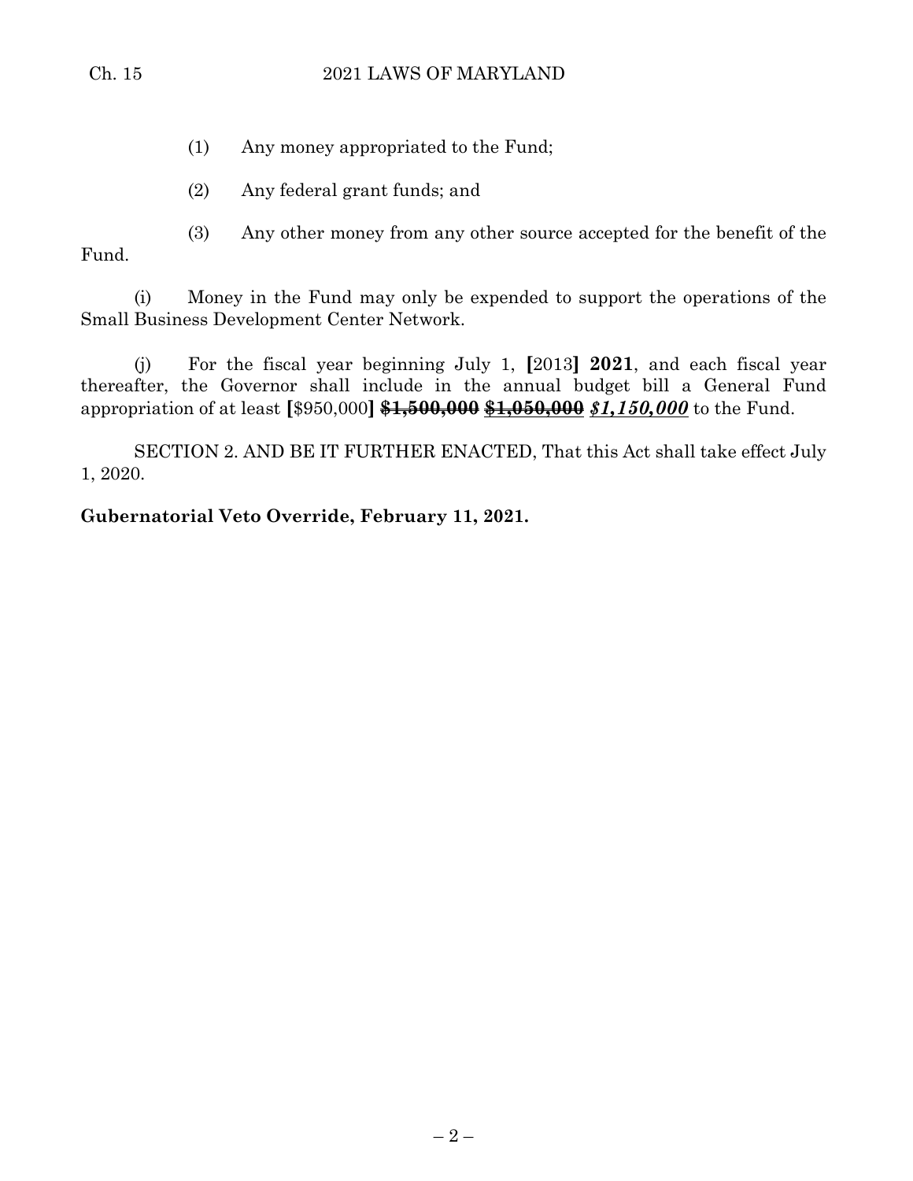(1) Any money appropriated to the Fund;

(2) Any federal grant funds; and

(3) Any other money from any other source accepted for the benefit of the Fund.

(i) Money in the Fund may only be expended to support the operations of the Small Business Development Center Network.

(j) For the fiscal year beginning July 1, **[**2013**]** **2021**, and each fiscal year thereafter, the Governor shall include in the annual budget bill a General Fund appropriation of at least **[**$950,000**]** ~~**$1,500,000**~~ ~~**$1,050,000**~~ ***$1,150,000*** to the Fund.

SECTION 2. AND BE IT FURTHER ENACTED, That this Act shall take effect July 1, 2020.

**Gubernatorial Veto Override, February 11, 2021.**